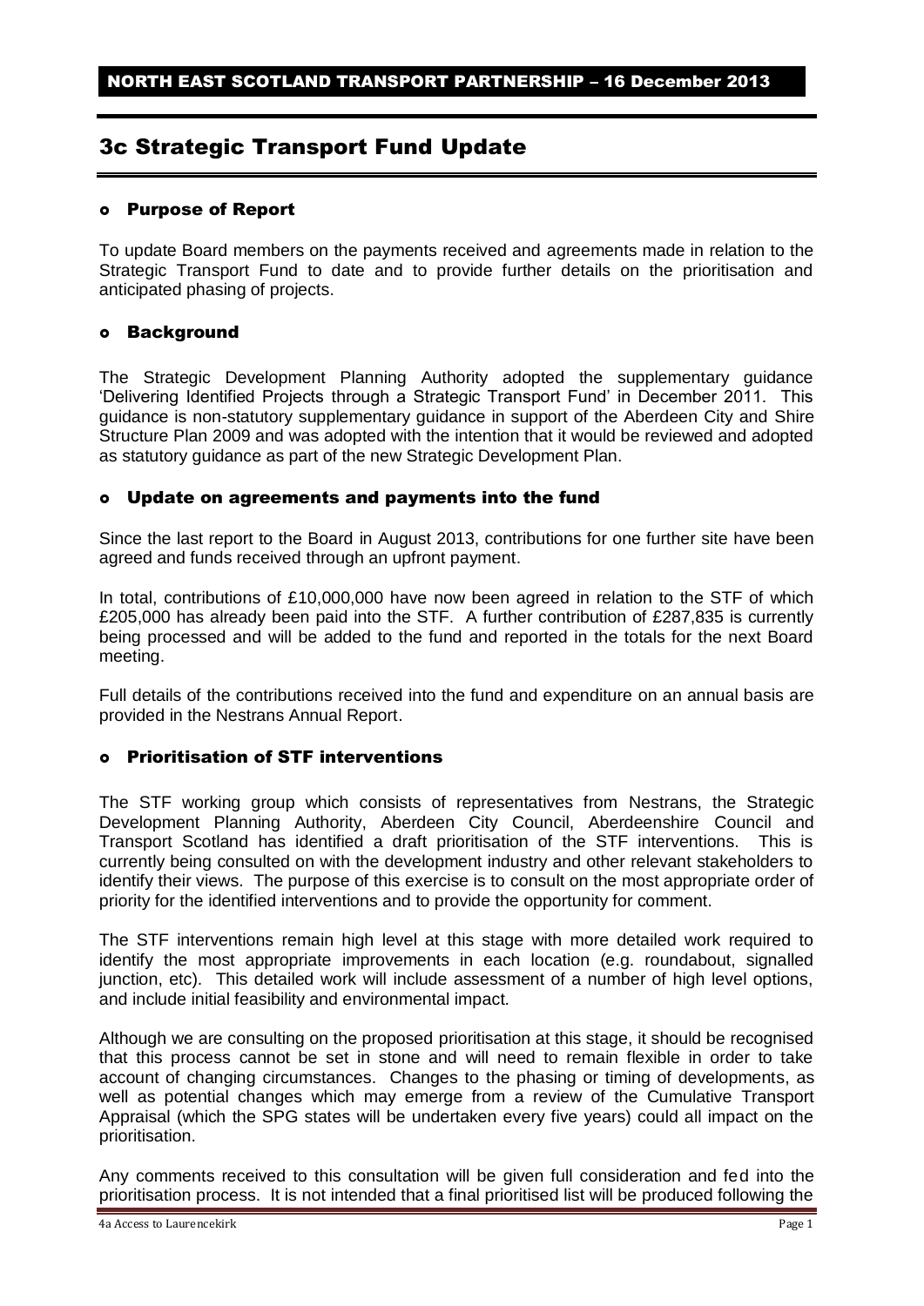NORTH EAST SCOTLAND TRANSPORT PARTNERSHIP – 16 December 2013

# 3c Strategic Transport Fund Update

## Purpose of Report

To update Board members on the payments received and agreements made in relation to the Strategic Transport Fund to date and to provide further details on the prioritisation and anticipated phasing of projects.

## Background

The Strategic Development Planning Authority adopted the supplementary guidance 'Delivering Identified Projects through a Strategic Transport Fund' in December 2011. This guidance is non-statutory supplementary guidance in support of the Aberdeen City and Shire Structure Plan 2009 and was adopted with the intention that it would be reviewed and adopted as statutory guidance as part of the new Strategic Development Plan.

## Update on agreements and payments into the fund

Since the last report to the Board in August 2013, contributions for one further site have been agreed and funds received through an upfront payment.

In total, contributions of £10,000,000 have now been agreed in relation to the STF of which £205,000 has already been paid into the STF. A further contribution of £287,835 is currently being processed and will be added to the fund and reported in the totals for the next Board meeting.

Full details of the contributions received into the fund and expenditure on an annual basis are provided in the Nestrans Annual Report.

## Prioritisation of STF interventions

The STF working group which consists of representatives from Nestrans, the Strategic Development Planning Authority, Aberdeen City Council, Aberdeenshire Council and Transport Scotland has identified a draft prioritisation of the STF interventions. This is currently being consulted on with the development industry and other relevant stakeholders to identify their views. The purpose of this exercise is to consult on the most appropriate order of priority for the identified interventions and to provide the opportunity for comment.

The STF interventions remain high level at this stage with more detailed work required to identify the most appropriate improvements in each location (e.g. roundabout, signalled junction, etc). This detailed work will include assessment of a number of high level options, and include initial feasibility and environmental impact.

Although we are consulting on the proposed prioritisation at this stage, it should be recognised that this process cannot be set in stone and will need to remain flexible in order to take account of changing circumstances. Changes to the phasing or timing of developments, as well as potential changes which may emerge from a review of the Cumulative Transport Appraisal (which the SPG states will be undertaken every five years) could all impact on the prioritisation.

Any comments received to this consultation will be given full consideration and fed into the prioritisation process. It is not intended that a final prioritised list will be produced following the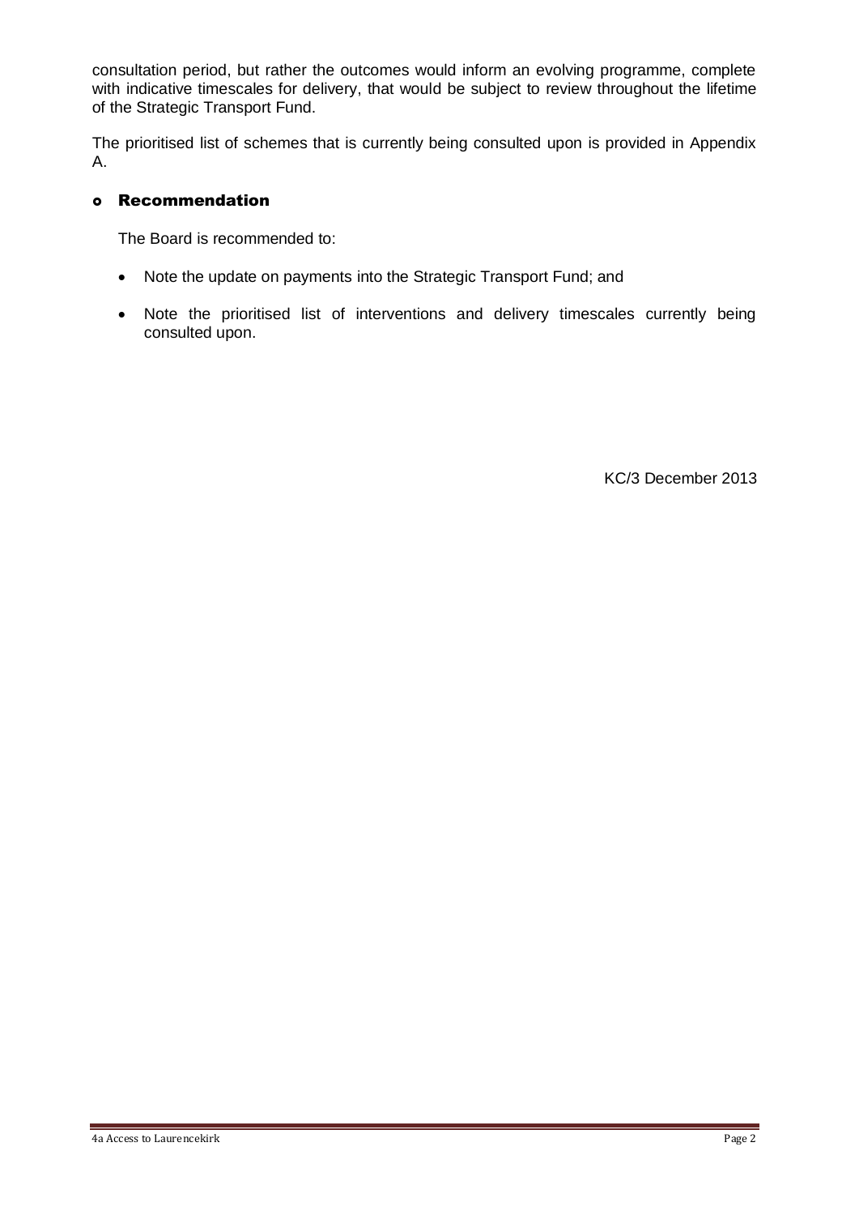consultation period, but rather the outcomes would inform an evolving programme, complete with indicative timescales for delivery, that would be subject to review throughout the lifetime of the Strategic Transport Fund.

The prioritised list of schemes that is currently being consulted upon is provided in Appendix A.

## Recommendation

The Board is recommended to:

- Note the update on payments into the Strategic Transport Fund; and
- Note the prioritised list of interventions and delivery timescales currently being consulted upon.

KC/3 December 2013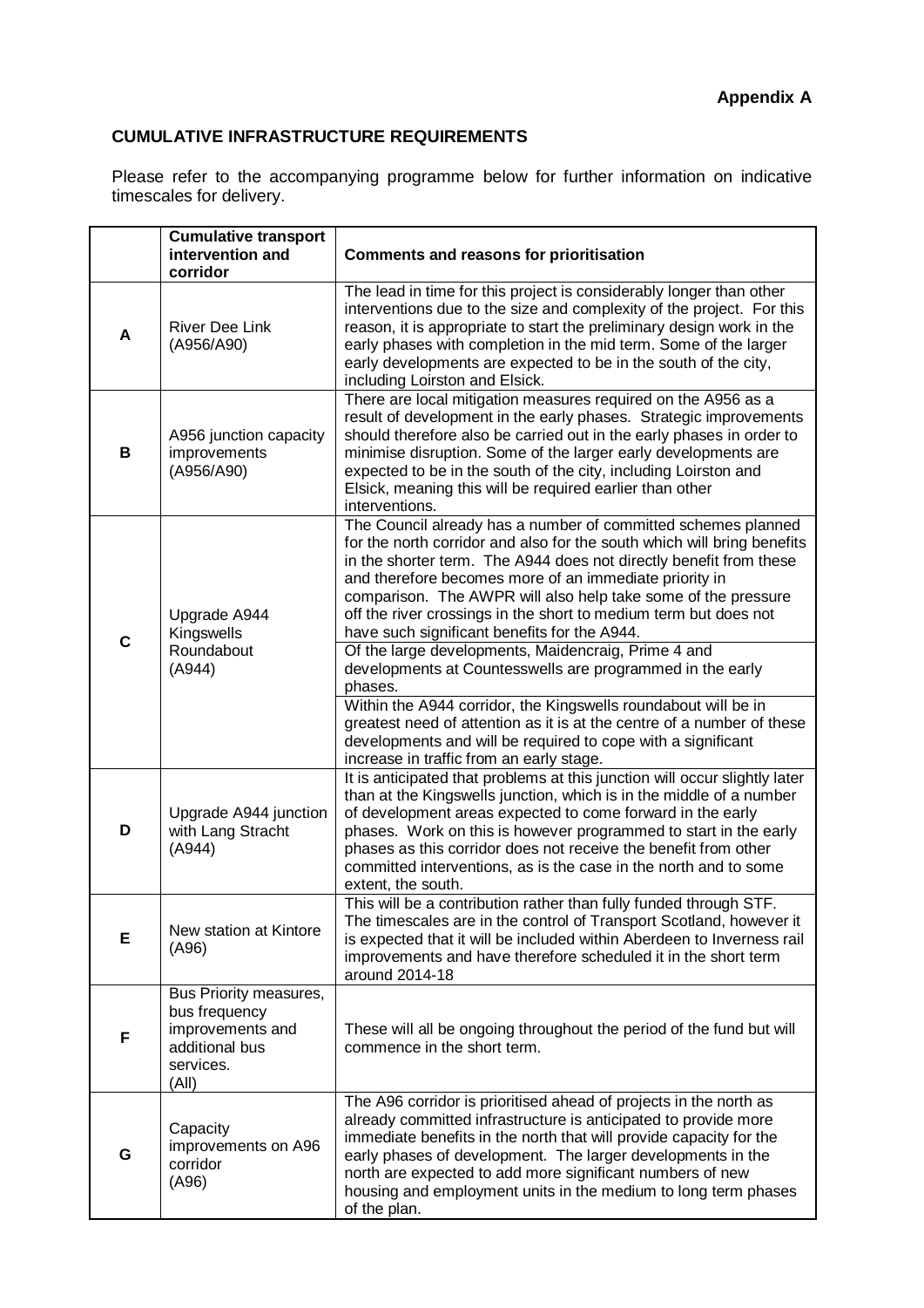**Appendix A**

## CUMULATIVE INFRASTRUCTURE REQUIREMENTS

Please refer to the accompanying programme below for further information on indicative timescales for delivery.

| | Cumulative transport intervention and corridor | Comments and reasons for prioritisation |
|---|---|---|
| **A** | River Dee Link (A956/A90) | The lead in time for this project is considerably longer than other interventions due to the size and complexity of the project. For this reason, it is appropriate to start the preliminary design work in the early phases with completion in the mid term. Some of the larger early developments are expected to be in the south of the city, including Loirston and Elsick. |
| **B** | A956 junction capacity improvements (A956/A90) | There are local mitigation measures required on the A956 as a result of development in the early phases. Strategic improvements should therefore also be carried out in the early phases in order to minimise disruption. Some of the larger early developments are expected to be in the south of the city, including Loirston and Elsick, meaning this will be required earlier than other interventions. |
| **C** | Upgrade A944 Kingswells Roundabout (A944) | The Council already has a number of committed schemes planned for the north corridor and also for the south which will bring benefits in the shorter term. The A944 does not directly benefit from these and therefore becomes more of an immediate priority in comparison. The AWPR will also help take some of the pressure off the river crossings in the short to medium term but does not have such significant benefits for the A944.<br>Of the large developments, Maidencraig, Prime 4 and developments at Countesswells are programmed in the early phases.<br>Within the A944 corridor, the Kingswells roundabout will be in greatest need of attention as it is at the centre of a number of these developments and will be required to cope with a significant increase in traffic from an early stage. |
| **D** | Upgrade A944 junction with Lang Stracht (A944) | It is anticipated that problems at this junction will occur slightly later than at the Kingswells junction, which is in the middle of a number of development areas expected to come forward in the early phases. Work on this is however programmed to start in the early phases as this corridor does not receive the benefit from other committed interventions, as is the case in the north and to some extent, the south. |
| **E** | New station at Kintore (A96) | This will be a contribution rather than fully funded through STF. The timescales are in the control of Transport Scotland, however it is expected that it will be included within Aberdeen to Inverness rail improvements and have therefore scheduled it in the short term around 2014-18 |
| **F** | Bus Priority measures, bus frequency improvements and additional bus services. (All) | These will all be ongoing throughout the period of the fund but will commence in the short term. |
| **G** | Capacity improvements on A96 corridor (A96) | The A96 corridor is prioritised ahead of projects in the north as already committed infrastructure is anticipated to provide more immediate benefits in the north that will provide capacity for the early phases of development. The larger developments in the north are expected to add more significant numbers of new housing and employment units in the medium to long term phases of the plan. |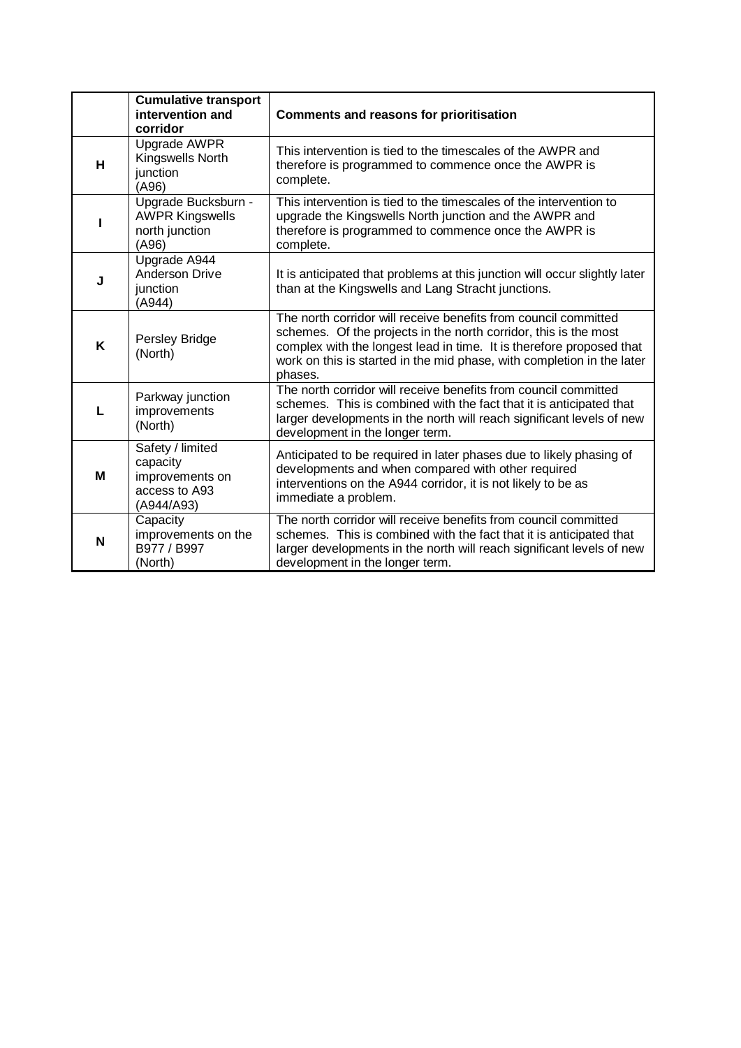| | Cumulative transport intervention and corridor | Comments and reasons for prioritisation |
|---|---|---|
| **H** | Upgrade AWPR Kingswells North junction (A96) | This intervention is tied to the timescales of the AWPR and therefore is programmed to commence once the AWPR is complete. |
| **I** | Upgrade Bucksburn - AWPR Kingswells north junction (A96) | This intervention is tied to the timescales of the intervention to upgrade the Kingswells North junction and the AWPR and therefore is programmed to commence once the AWPR is complete. |
| **J** | Upgrade A944 Anderson Drive junction (A944) | It is anticipated that problems at this junction will occur slightly later than at the Kingswells and Lang Stracht junctions. |
| **K** | Persley Bridge (North) | The north corridor will receive benefits from council committed schemes. Of the projects in the north corridor, this is the most complex with the longest lead in time. It is therefore proposed that work on this is started in the mid phase, with completion in the later phases. |
| **L** | Parkway junction improvements (North) | The north corridor will receive benefits from council committed schemes. This is combined with the fact that it is anticipated that larger developments in the north will reach significant levels of new development in the longer term. |
| **M** | Safety / limited capacity improvements on access to A93 (A944/A93) | Anticipated to be required in later phases due to likely phasing of developments and when compared with other required interventions on the A944 corridor, it is not likely to be as immediate a problem. |
| **N** | Capacity improvements on the B977 / B997 (North) | The north corridor will receive benefits from council committed schemes. This is combined with the fact that it is anticipated that larger developments in the north will reach significant levels of new development in the longer term. |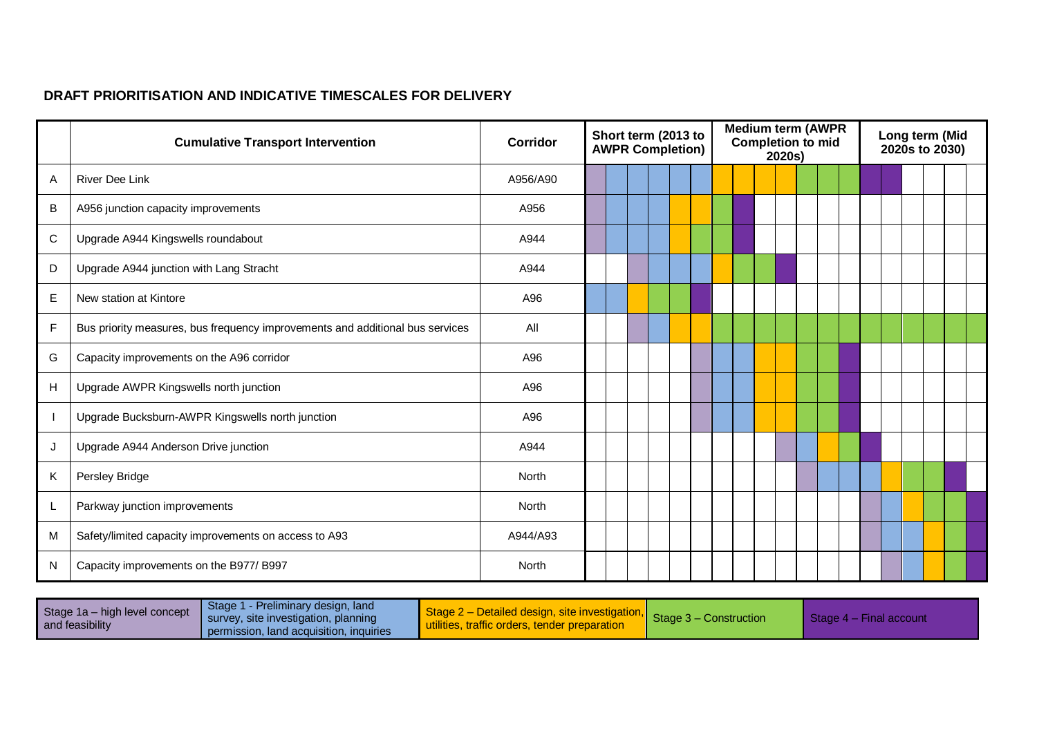**DRAFT PRIORITISATION AND INDICATIVE TIMESCALES FOR DELIVERY**

| | Cumulative Transport Intervention | Corridor | Short term (2013 to AWPR Completion) | Medium term (AWPR Completion to mid 2020s) | Long term (Mid 2020s to 2030) |
|---|---|---|---|---|---|
| A | River Dee Link | A956/A90 | | | |
| B | A956 junction capacity improvements | A956 | | | |
| C | Upgrade A944 Kingswells roundabout | A944 | | | |
| D | Upgrade A944 junction with Lang Stracht | A944 | | | |
| E | New station at Kintore | A96 | | | |
| F | Bus priority measures, bus frequency improvements and additional bus services | All | | | |
| G | Capacity improvements on the A96 corridor | A96 | | | |
| H | Upgrade AWPR Kingswells north junction | A96 | | | |
| I | Upgrade Bucksburn-AWPR Kingswells north junction | A96 | | | |
| J | Upgrade A944 Anderson Drive junction | A944 | | | |
| K | Persley Bridge | North | | | |
| L | Parkway junction improvements | North | | | |
| M | Safety/limited capacity improvements on access to A93 | A944/A93 | | | |
| N | Capacity improvements on the B977/ B997 | North | | | |

| | | | | |
|---|---|---|---|---|
| Stage 1a – high level concept and feasibility | Stage 1 - Preliminary design, land survey, site investigation, planning permission, land acquisition, inquiries | Stage 2 – Detailed design, site investigation, utilities, traffic orders, tender preparation | Stage 3 – Construction | Stage 4 – Final account |